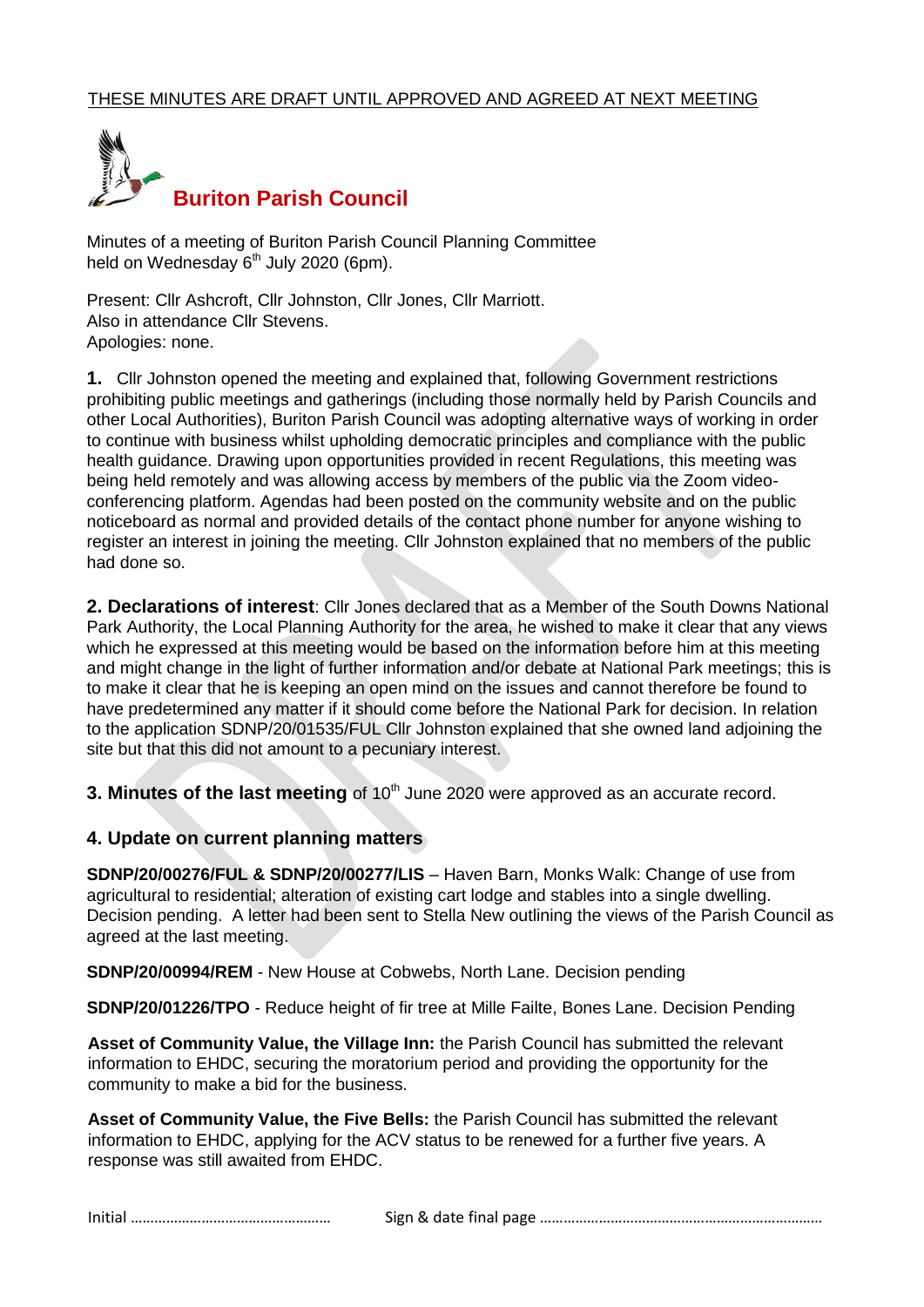THESE MINUTES ARE DRAFT UNTIL APPROVED AND AGREED AT NEXT MEETING

# Buriton Parish Council

Minutes of a meeting of Buriton Parish Council Planning Committee held on Wednesday 6th July 2020 (6pm).

Present: Cllr Ashcroft, Cllr Johnston, Cllr Jones, Cllr Marriott.
Also in attendance Cllr Stevens.
Apologies: none.

**1.** Cllr Johnston opened the meeting and explained that, following Government restrictions prohibiting public meetings and gatherings (including those normally held by Parish Councils and other Local Authorities), Buriton Parish Council was adopting alternative ways of working in order to continue with business whilst upholding democratic principles and compliance with the public health guidance. Drawing upon opportunities provided in recent Regulations, this meeting was being held remotely and was allowing access by members of the public via the Zoom video-conferencing platform. Agendas had been posted on the community website and on the public noticeboard as normal and provided details of the contact phone number for anyone wishing to register an interest in joining the meeting. Cllr Johnston explained that no members of the public had done so.

**2. Declarations of interest**: Cllr Jones declared that as a Member of the South Downs National Park Authority, the Local Planning Authority for the area, he wished to make it clear that any views which he expressed at this meeting would be based on the information before him at this meeting and might change in the light of further information and/or debate at National Park meetings; this is to make it clear that he is keeping an open mind on the issues and cannot therefore be found to have predetermined any matter if it should come before the National Park for decision. In relation to the application SDNP/20/01535/FUL Cllr Johnston explained that she owned land adjoining the site but that this did not amount to a pecuniary interest.

**3. Minutes of the last meeting** of 10th June 2020 were approved as an accurate record.

## 4. Update on current planning matters

**SDNP/20/00276/FUL & SDNP/20/00277/LIS** – Haven Barn, Monks Walk: Change of use from agricultural to residential; alteration of existing cart lodge and stables into a single dwelling. Decision pending. A letter had been sent to Stella New outlining the views of the Parish Council as agreed at the last meeting.

**SDNP/20/00994/REM** - New House at Cobwebs, North Lane. Decision pending

**SDNP/20/01226/TPO** - Reduce height of fir tree at Mille Failte, Bones Lane. Decision Pending

**Asset of Community Value, the Village Inn:** the Parish Council has submitted the relevant information to EHDC, securing the moratorium period and providing the opportunity for the community to make a bid for the business.

**Asset of Community Value, the Five Bells:** the Parish Council has submitted the relevant information to EHDC, applying for the ACV status to be renewed for a further five years. A response was still awaited from EHDC.

Initial …………………………………………… Sign & date final page ………………………………………………………………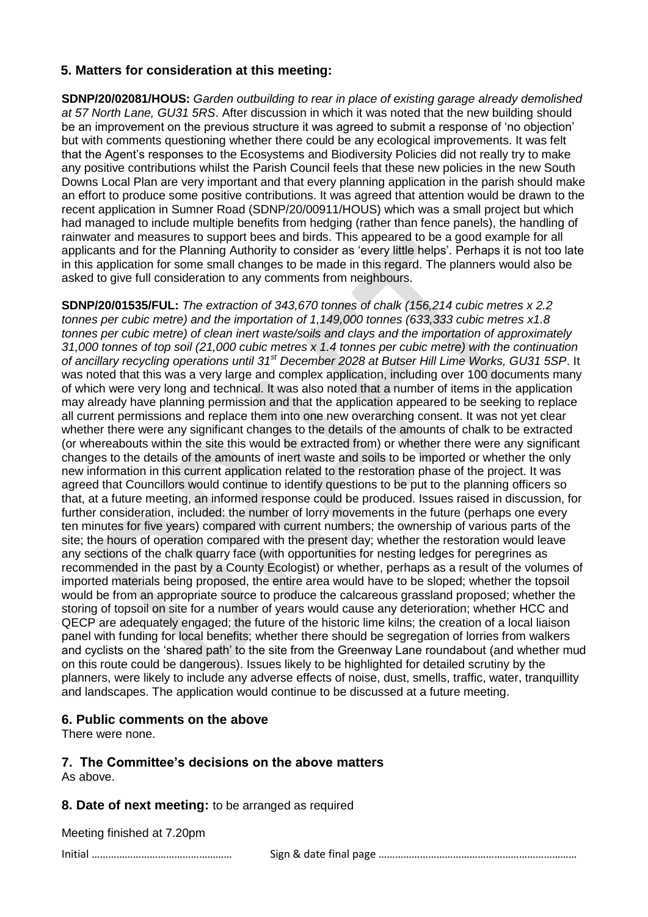## 5. Matters for consideration at this meeting:

**SDNP/20/02081/HOUS:** *Garden outbuilding to rear in place of existing garage already demolished at 57 North Lane, GU31 5RS*. After discussion in which it was noted that the new building should be an improvement on the previous structure it was agreed to submit a response of 'no objection' but with comments questioning whether there could be any ecological improvements. It was felt that the Agent's responses to the Ecosystems and Biodiversity Policies did not really try to make any positive contributions whilst the Parish Council feels that these new policies in the new South Downs Local Plan are very important and that every planning application in the parish should make an effort to produce some positive contributions. It was agreed that attention would be drawn to the recent application in Sumner Road (SDNP/20/00911/HOUS) which was a small project but which had managed to include multiple benefits from hedging (rather than fence panels), the handling of rainwater and measures to support bees and birds. This appeared to be a good example for all applicants and for the Planning Authority to consider as 'every little helps'. Perhaps it is not too late in this application for some small changes to be made in this regard. The planners would also be asked to give full consideration to any comments from neighbours.

**SDNP/20/01535/FUL:** *The extraction of 343,670 tonnes of chalk (156,214 cubic metres x 2.2 tonnes per cubic metre) and the importation of 1,149,000 tonnes (633,333 cubic metres x1.8 tonnes per cubic metre) of clean inert waste/soils and clays and the importation of approximately 31,000 tonnes of top soil (21,000 cubic metres x 1.4 tonnes per cubic metre) with the continuation of ancillary recycling operations until 31st December 2028 at Butser Hill Lime Works, GU31 5SP*. It was noted that this was a very large and complex application, including over 100 documents many of which were very long and technical. It was also noted that a number of items in the application may already have planning permission and that the application appeared to be seeking to replace all current permissions and replace them into one new overarching consent. It was not yet clear whether there were any significant changes to the details of the amounts of chalk to be extracted (or whereabouts within the site this would be extracted from) or whether there were any significant changes to the details of the amounts of inert waste and soils to be imported or whether the only new information in this current application related to the restoration phase of the project. It was agreed that Councillors would continue to identify questions to be put to the planning officers so that, at a future meeting, an informed response could be produced. Issues raised in discussion, for further consideration, included: the number of lorry movements in the future (perhaps one every ten minutes for five years) compared with current numbers; the ownership of various parts of the site; the hours of operation compared with the present day; whether the restoration would leave any sections of the chalk quarry face (with opportunities for nesting ledges for peregrines as recommended in the past by a County Ecologist) or whether, perhaps as a result of the volumes of imported materials being proposed, the entire area would have to be sloped; whether the topsoil would be from an appropriate source to produce the calcareous grassland proposed; whether the storing of topsoil on site for a number of years would cause any deterioration; whether HCC and QECP are adequately engaged; the future of the historic lime kilns; the creation of a local liaison panel with funding for local benefits; whether there should be segregation of lorries from walkers and cyclists on the 'shared path' to the site from the Greenway Lane roundabout (and whether mud on this route could be dangerous). Issues likely to be highlighted for detailed scrutiny by the planners, were likely to include any adverse effects of noise, dust, smells, traffic, water, tranquillity and landscapes. The application would continue to be discussed at a future meeting.

## 6. Public comments on the above

There were none.

## 7. The Committee's decisions on the above matters

As above.

## 8. Date of next meeting: to be arranged as required

Meeting finished at 7.20pm

Initial …………………………………………… Sign & date final page ………………………………………………………………